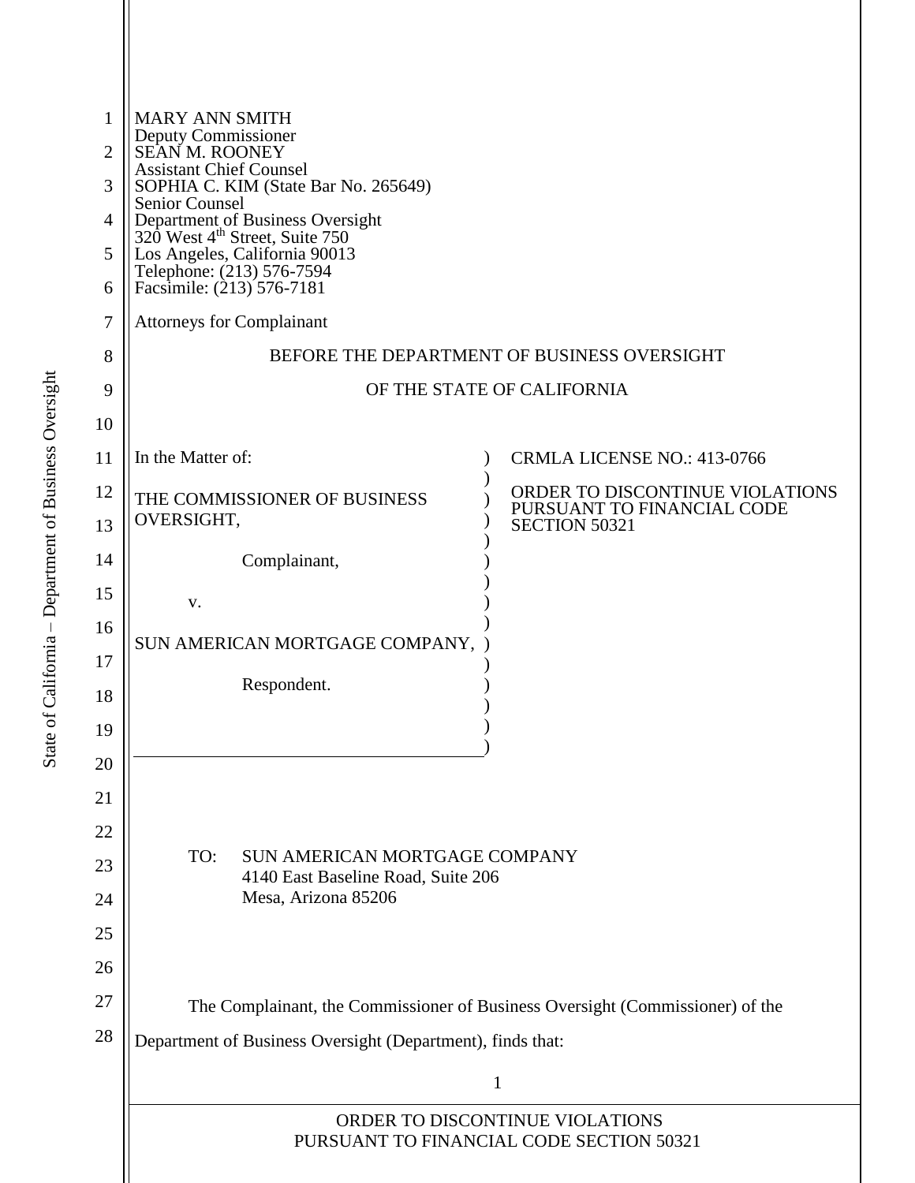MARY ANN SMITH
Deputy Commissioner
SEAN M. ROONEY
Assistant Chief Counsel
SOPHIA C. KIM (State Bar No. 265649)
Senior Counsel
Department of Business Oversight
320 West 4th Street, Suite 750
Los Angeles, California 90013
Telephone: (213) 576-7594
Facsimile: (213) 576-7181

Attorneys for Complainant

BEFORE THE DEPARTMENT OF BUSINESS OVERSIGHT

OF THE STATE OF CALIFORNIA

| | |
|---|---|
| In the Matter of:<br><br>THE COMMISSIONER OF BUSINESS OVERSIGHT,<br><br>Complainant,<br><br>v.<br><br>SUN AMERICAN MORTGAGE COMPANY,<br><br>Respondent. | CRMLA LICENSE NO.: 413-0766<br><br>ORDER TO DISCONTINUE VIOLATIONS PURSUANT TO FINANCIAL CODE SECTION 50321 |

TO: SUN AMERICAN MORTGAGE COMPANY
4140 East Baseline Road, Suite 206
Mesa, Arizona 85206

The Complainant, the Commissioner of Business Oversight (Commissioner) of the Department of Business Oversight (Department), finds that: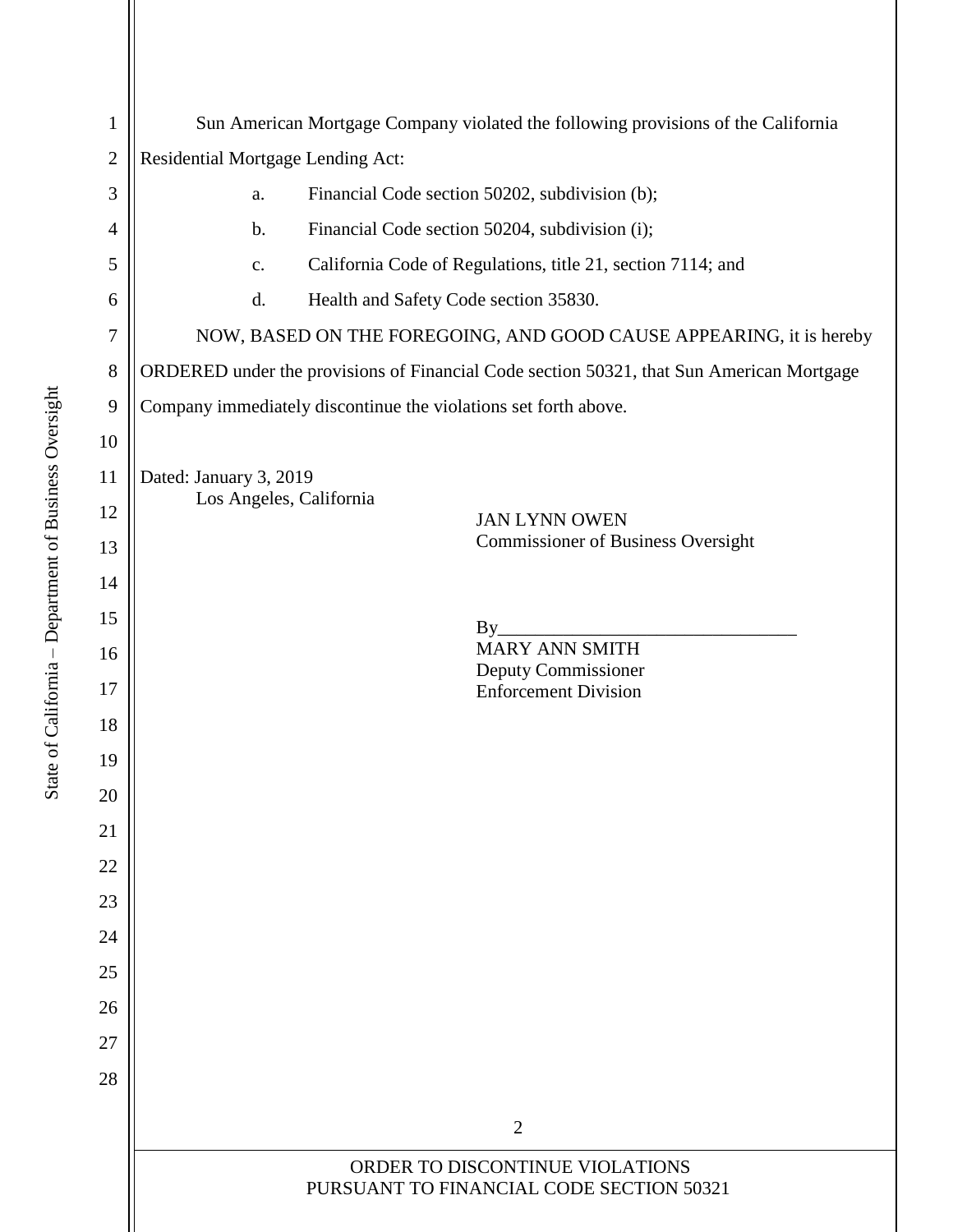Sun American Mortgage Company violated the following provisions of the California Residential Mortgage Lending Act:

a. Financial Code section 50202, subdivision (b);

b. Financial Code section 50204, subdivision (i);

c. California Code of Regulations, title 21, section 7114; and

d. Health and Safety Code section 35830.

NOW, BASED ON THE FOREGOING, AND GOOD CAUSE APPEARING, it is hereby ORDERED under the provisions of Financial Code section 50321, that Sun American Mortgage Company immediately discontinue the violations set forth above.

Dated: January 3, 2019
Los Angeles, California

JAN LYNN OWEN
Commissioner of Business Oversight

By_______________________________
MARY ANN SMITH
Deputy Commissioner
Enforcement Division